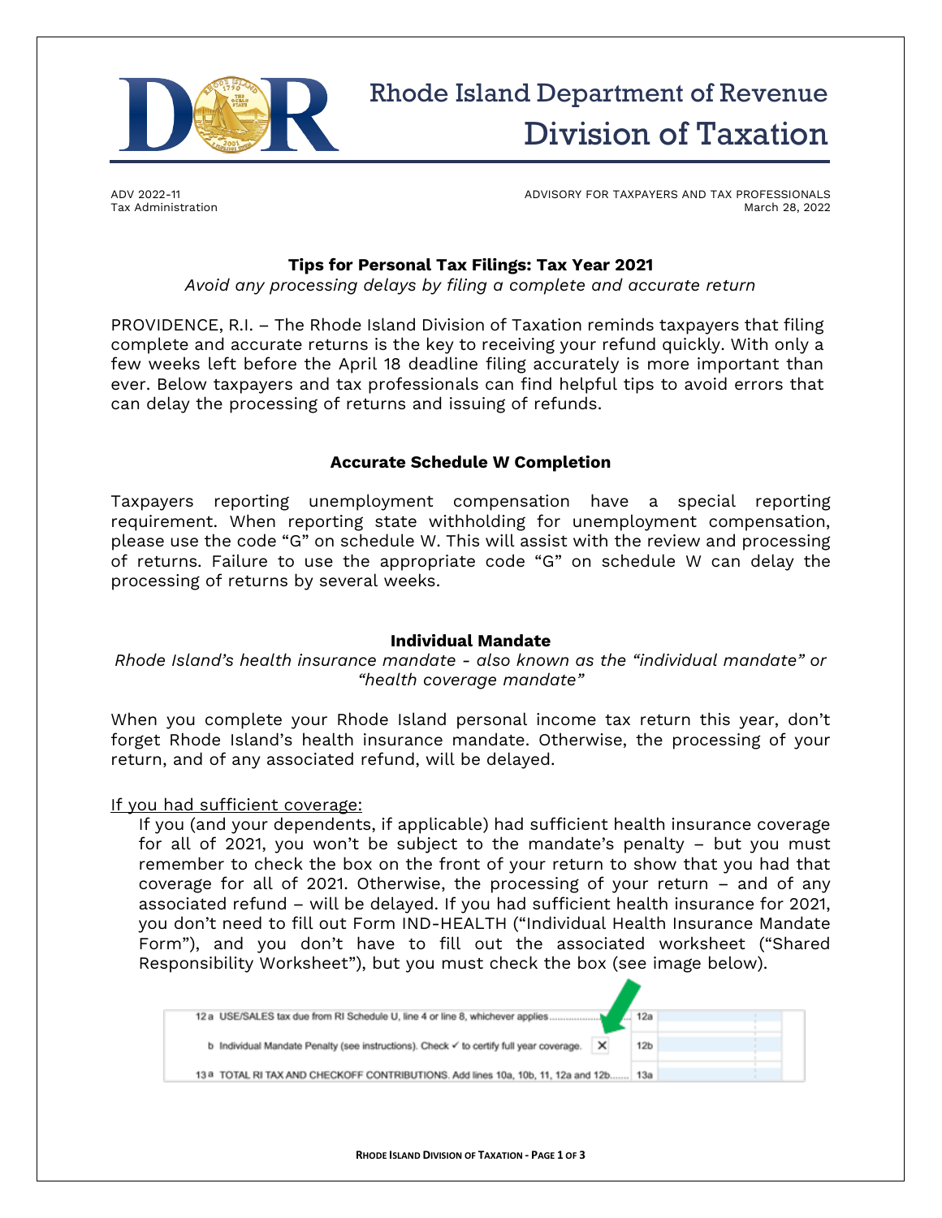# Rhode Island Department of Revenue
## Division of Taxation

ADV 2022-11
Tax Administration

ADVISORY FOR TAXPAYERS AND TAX PROFESSIONALS
March 28, 2022

### Tips for Personal Tax Filings: Tax Year 2021

*Avoid any processing delays by filing a complete and accurate return*

PROVIDENCE, R.I. – The Rhode Island Division of Taxation reminds taxpayers that filing complete and accurate returns is the key to receiving your refund quickly. With only a few weeks left before the April 18 deadline filing accurately is more important than ever. Below taxpayers and tax professionals can find helpful tips to avoid errors that can delay the processing of returns and issuing of refunds.

### Accurate Schedule W Completion

Taxpayers reporting unemployment compensation have a special reporting requirement. When reporting state withholding for unemployment compensation, please use the code "G" on schedule W. This will assist with the review and processing of returns. Failure to use the appropriate code "G" on schedule W can delay the processing of returns by several weeks.

### Individual Mandate

*Rhode Island's health insurance mandate - also known as the "individual mandate" or "health coverage mandate"*

When you complete your Rhode Island personal income tax return this year, don't forget Rhode Island's health insurance mandate. Otherwise, the processing of your return, and of any associated refund, will be delayed.

<u>If you had sufficient coverage:</u>

If you (and your dependents, if applicable) had sufficient health insurance coverage for all of 2021, you won't be subject to the mandate's penalty – but you must remember to check the box on the front of your return to show that you had that coverage for all of 2021. Otherwise, the processing of your return – and of any associated refund – will be delayed. If you had sufficient health insurance for 2021, you don't need to fill out Form IND-HEALTH ("Individual Health Insurance Mandate Form"), and you don't have to fill out the associated worksheet ("Shared Responsibility Worksheet"), but you must check the box (see image below).

| | | |
|---|---|---|
| 12a USE/SALES tax due from RI Schedule U, line 4 or line 8, whichever applies | 12a | |
| b Individual Mandate Penalty (see instructions). Check ✓ to certify full year coverage. ☒ | 12b | |
| 13a TOTAL RI TAX AND CHECKOFF CONTRIBUTIONS. Add lines 10a, 10b, 11, 12a and 12b | 13a | |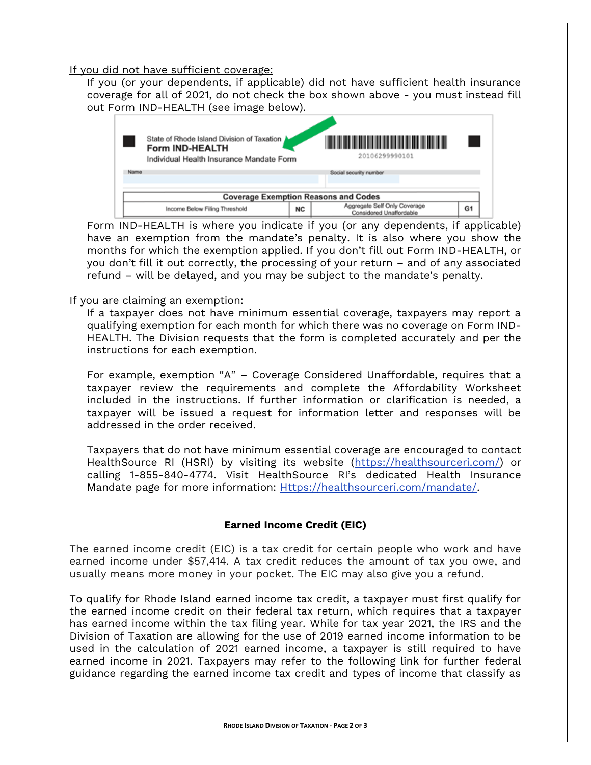If you did not have sufficient coverage:

If you (or your dependents, if applicable) did not have sufficient health insurance coverage for all of 2021, do not check the box shown above - you must instead fill out Form IND-HEALTH (see image below).

State of Rhode Island Division of Taxation
**Form IND-HEALTH**
Individual Health Insurance Mandate Form

20106299990101

Name | Social security number

| Coverage Exemption Reasons and Codes | | | |
|---|---|---|---|
| Income Below Filing Threshold | NC | Aggregate Self Only Coverage Considered Unaffordable | G1 |

Form IND-HEALTH is where you indicate if you (or any dependents, if applicable) have an exemption from the mandate's penalty. It is also where you show the months for which the exemption applied. If you don't fill out Form IND-HEALTH, or you don't fill it out correctly, the processing of your return – and of any associated refund – will be delayed, and you may be subject to the mandate's penalty.

If you are claiming an exemption:

If a taxpayer does not have minimum essential coverage, taxpayers may report a qualifying exemption for each month for which there was no coverage on Form IND-HEALTH. The Division requests that the form is completed accurately and per the instructions for each exemption.

For example, exemption "A" – Coverage Considered Unaffordable, requires that a taxpayer review the requirements and complete the Affordability Worksheet included in the instructions. If further information or clarification is needed, a taxpayer will be issued a request for information letter and responses will be addressed in the order received.

Taxpayers that do not have minimum essential coverage are encouraged to contact HealthSource RI (HSRI) by visiting its website (https://healthsourceri.com/) or calling 1-855-840-4774. Visit HealthSource RI's dedicated Health Insurance Mandate page for more information: Https://healthsourceri.com/mandate/.

## Earned Income Credit (EIC)

The earned income credit (EIC) is a tax credit for certain people who work and have earned income under $57,414. A tax credit reduces the amount of tax you owe, and usually means more money in your pocket. The EIC may also give you a refund.

To qualify for Rhode Island earned income tax credit, a taxpayer must first qualify for the earned income credit on their federal tax return, which requires that a taxpayer has earned income within the tax filing year. While for tax year 2021, the IRS and the Division of Taxation are allowing for the use of 2019 earned income information to be used in the calculation of 2021 earned income, a taxpayer is still required to have earned income in 2021. Taxpayers may refer to the following link for further federal guidance regarding the earned income tax credit and types of income that classify as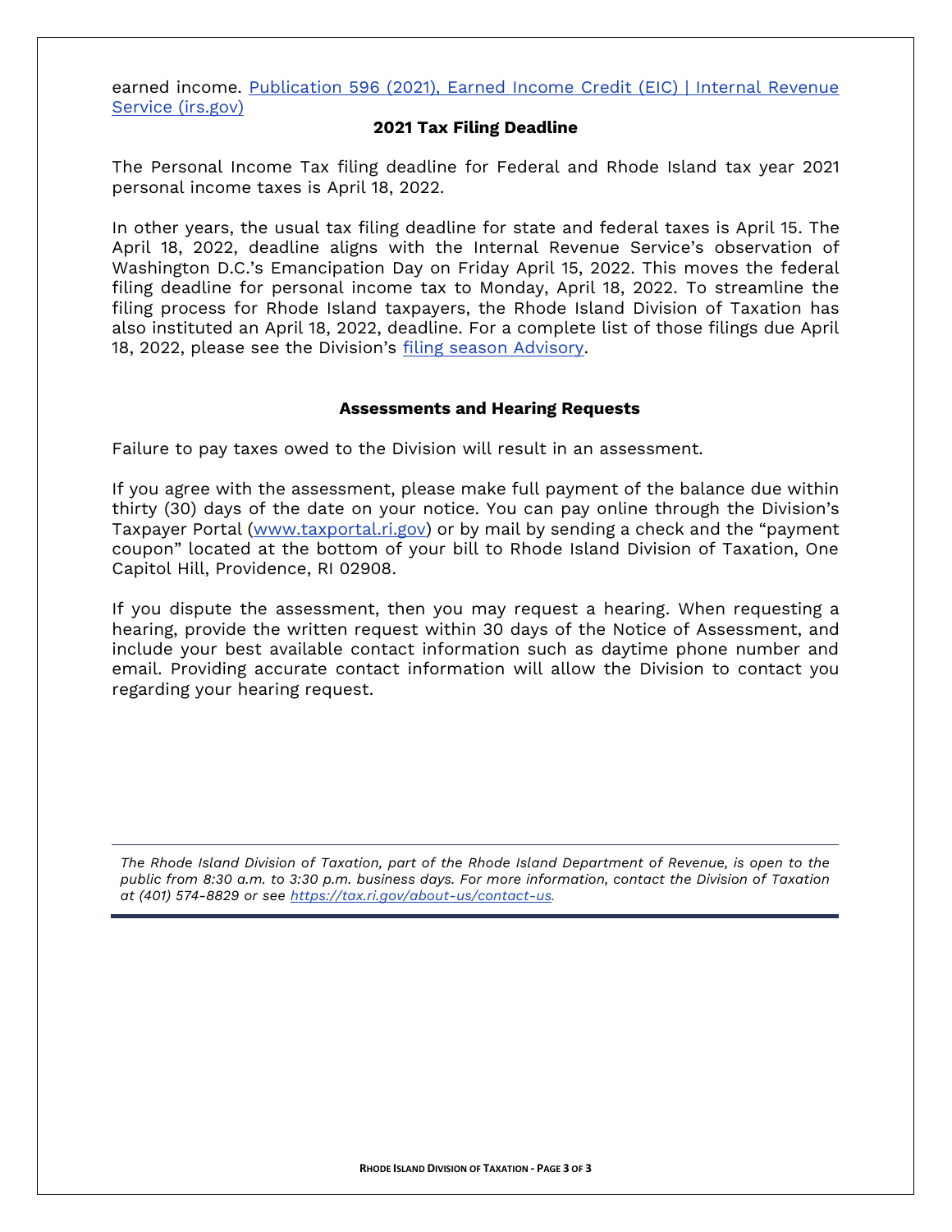earned income. [Publication 596 (2021), Earned Income Credit (EIC) | Internal Revenue Service (irs.gov)]

### 2021 Tax Filing Deadline

The Personal Income Tax filing deadline for Federal and Rhode Island tax year 2021 personal income taxes is April 18, 2022.

In other years, the usual tax filing deadline for state and federal taxes is April 15. The April 18, 2022, deadline aligns with the Internal Revenue Service's observation of Washington D.C.'s Emancipation Day on Friday April 15, 2022. This moves the federal filing deadline for personal income tax to Monday, April 18, 2022. To streamline the filing process for Rhode Island taxpayers, the Rhode Island Division of Taxation has also instituted an April 18, 2022, deadline. For a complete list of those filings due April 18, 2022, please see the Division's filing season Advisory.

### Assessments and Hearing Requests

Failure to pay taxes owed to the Division will result in an assessment.

If you agree with the assessment, please make full payment of the balance due within thirty (30) days of the date on your notice. You can pay online through the Division's Taxpayer Portal (www.taxportal.ri.gov) or by mail by sending a check and the "payment coupon" located at the bottom of your bill to Rhode Island Division of Taxation, One Capitol Hill, Providence, RI 02908.

If you dispute the assessment, then you may request a hearing. When requesting a hearing, provide the written request within 30 days of the Notice of Assessment, and include your best available contact information such as daytime phone number and email. Providing accurate contact information will allow the Division to contact you regarding your hearing request.

---

*The Rhode Island Division of Taxation, part of the Rhode Island Department of Revenue, is open to the public from 8:30 a.m. to 3:30 p.m. business days. For more information, contact the Division of Taxation at (401) 574-8829 or see https://tax.ri.gov/about-us/contact-us.*